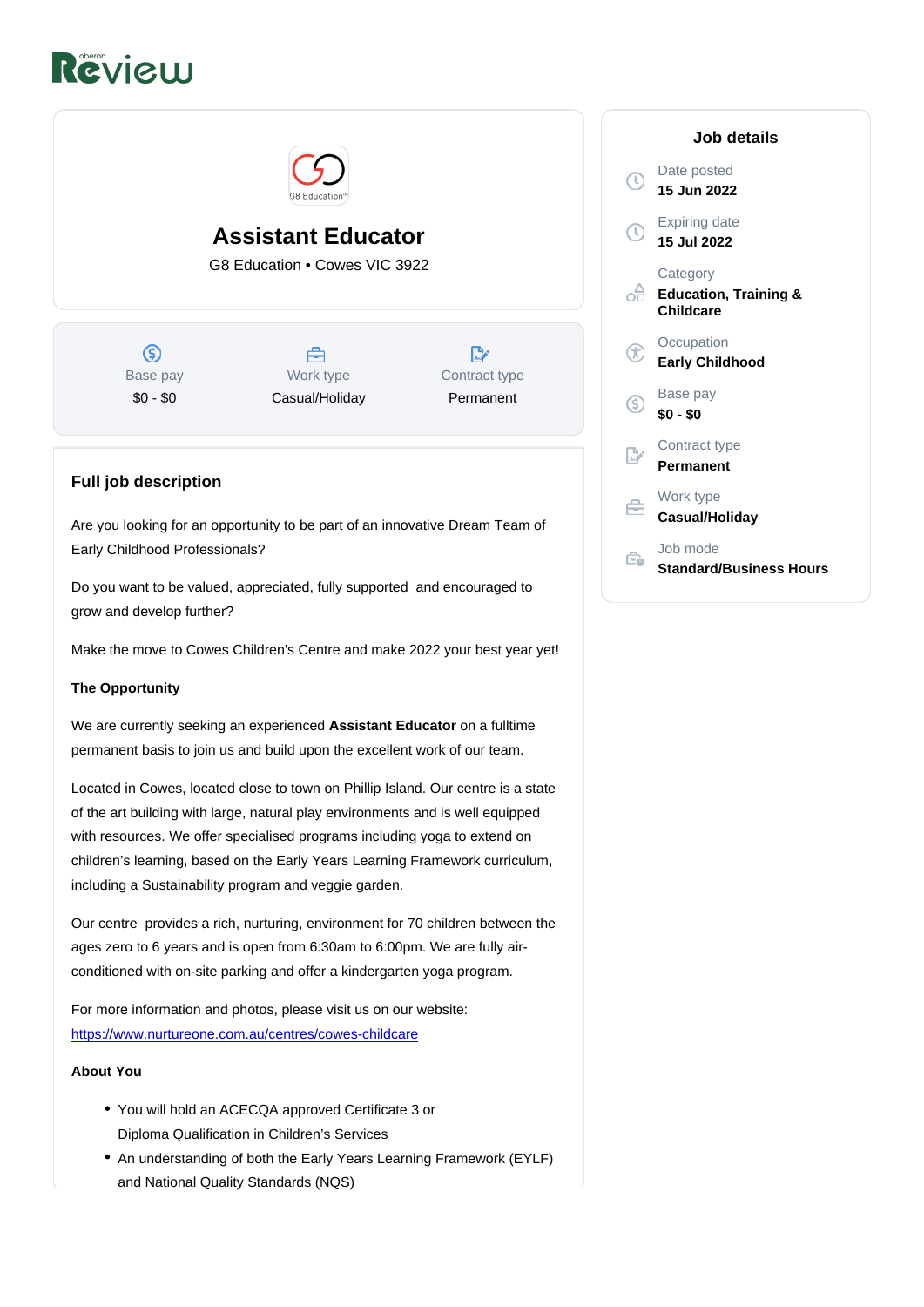# Assistant Educator

G8 Education • Cowes VIC 3922

| Base pay | Work type | Contract type |
| --- | --- | --- |
| $0 - $0 | Casual/Holiday | Permanent |

## Job details

**Date posted**
15 Jun 2022

**Expiring date**
15 Jul 2022

**Category**
Education, Training & Childcare

**Occupation**
Early Childhood

**Base pay**
$0 - $0

**Contract type**
Permanent

**Work type**
Casual/Holiday

**Job mode**
Standard/Business Hours

## Full job description

Are you looking for an opportunity to be part of an innovative Dream Team of Early Childhood Professionals?

Do you want to be valued, appreciated, fully supported and encouraged to grow and develop further?

Make the move to Cowes Children's Centre and make 2022 your best year yet!

**The Opportunity**

We are currently seeking an experienced **Assistant Educator** on a fulltime permanent basis to join us and build upon the excellent work of our team.

Located in Cowes, located close to town on Phillip Island. Our centre is a state of the art building with large, natural play environments and is well equipped with resources. We offer specialised programs including yoga to extend on children's learning, based on the Early Years Learning Framework curriculum, including a Sustainability program and veggie garden.

Our centre provides a rich, nurturing, environment for 70 children between the ages zero to 6 years and is open from 6:30am to 6:00pm. We are fully air-conditioned with on-site parking and offer a kindergarten yoga program.

For more information and photos, please visit us on our website: https://www.nurtureone.com.au/centres/cowes-childcare

**About You**

- You will hold an ACECQA approved Certificate 3 or Diploma Qualification in Children's Services
- An understanding of both the Early Years Learning Framework (EYLF) and National Quality Standards (NQS)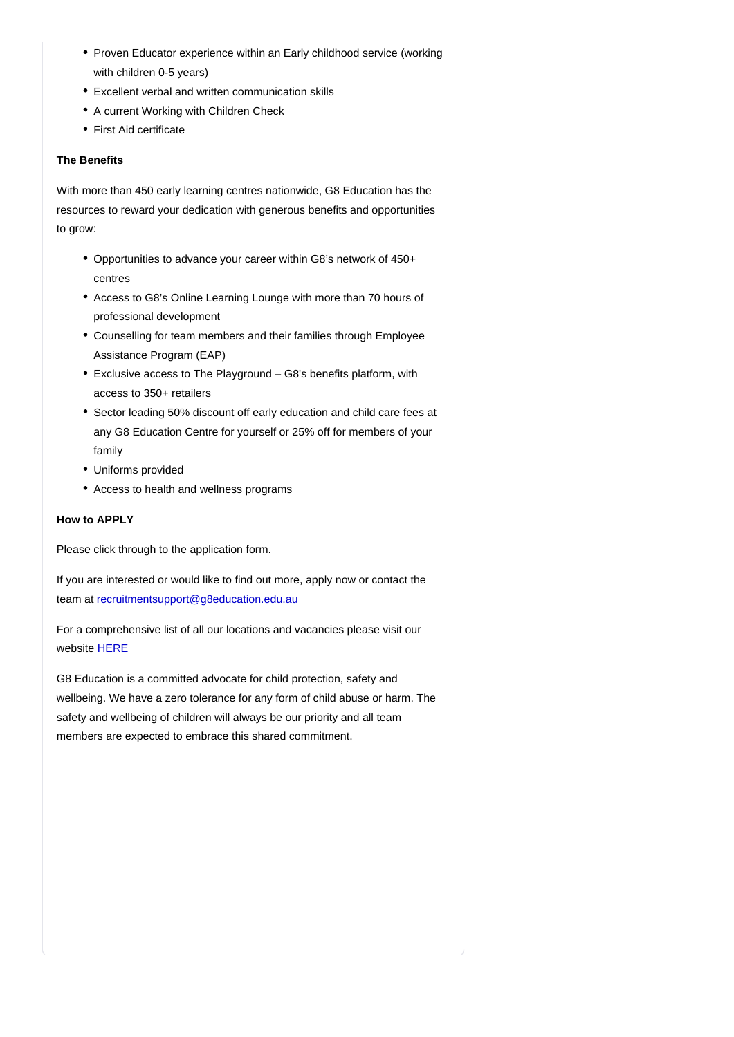- Proven Educator experience within an Early childhood service (working with children 0-5 years)
- Excellent verbal and written communication skills
- A current Working with Children Check
- First Aid certificate

**The Benefits**

With more than 450 early learning centres nationwide, G8 Education has the resources to reward your dedication with generous benefits and opportunities to grow:

- Opportunities to advance your career within G8's network of 450+ centres
- Access to G8's Online Learning Lounge with more than 70 hours of professional development
- Counselling for team members and their families through Employee Assistance Program (EAP)
- Exclusive access to The Playground – G8's benefits platform, with access to 350+ retailers
- Sector leading 50% discount off early education and child care fees at any G8 Education Centre for yourself or 25% off for members of your family
- Uniforms provided
- Access to health and wellness programs

**How to APPLY**

Please click through to the application form.

If you are interested or would like to find out more, apply now or contact the team at recruitmentsupport@g8education.edu.au

For a comprehensive list of all our locations and vacancies please visit our website HERE

G8 Education is a committed advocate for child protection, safety and wellbeing. We have a zero tolerance for any form of child abuse or harm. The safety and wellbeing of children will always be our priority and all team members are expected to embrace this shared commitment.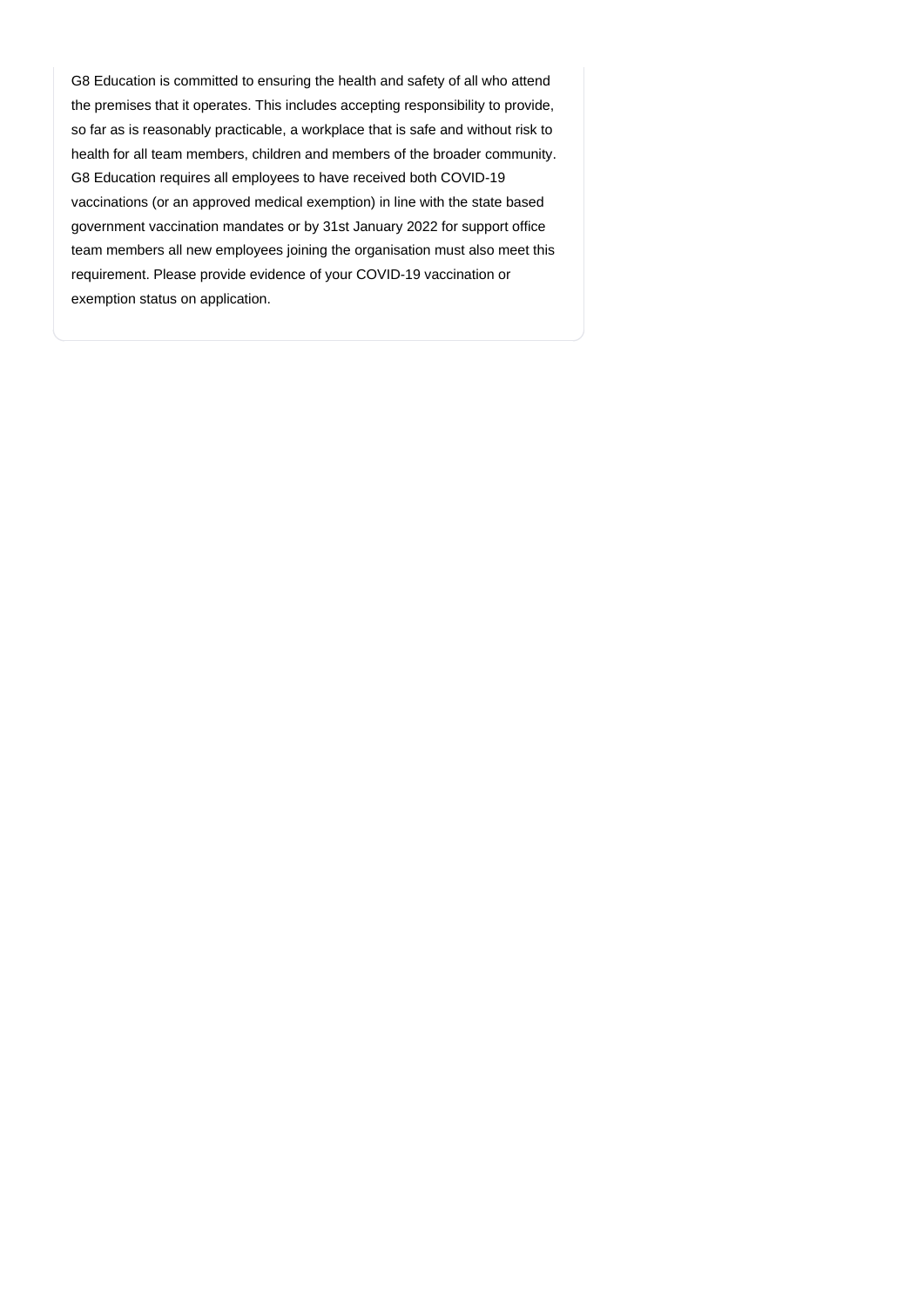G8 Education is committed to ensuring the health and safety of all who attend the premises that it operates. This includes accepting responsibility to provide, so far as is reasonably practicable, a workplace that is safe and without risk to health for all team members, children and members of the broader community. G8 Education requires all employees to have received both COVID-19 vaccinations (or an approved medical exemption) in line with the state based government vaccination mandates or by 31st January 2022 for support office team members all new employees joining the organisation must also meet this requirement. Please provide evidence of your COVID-19 vaccination or exemption status on application.